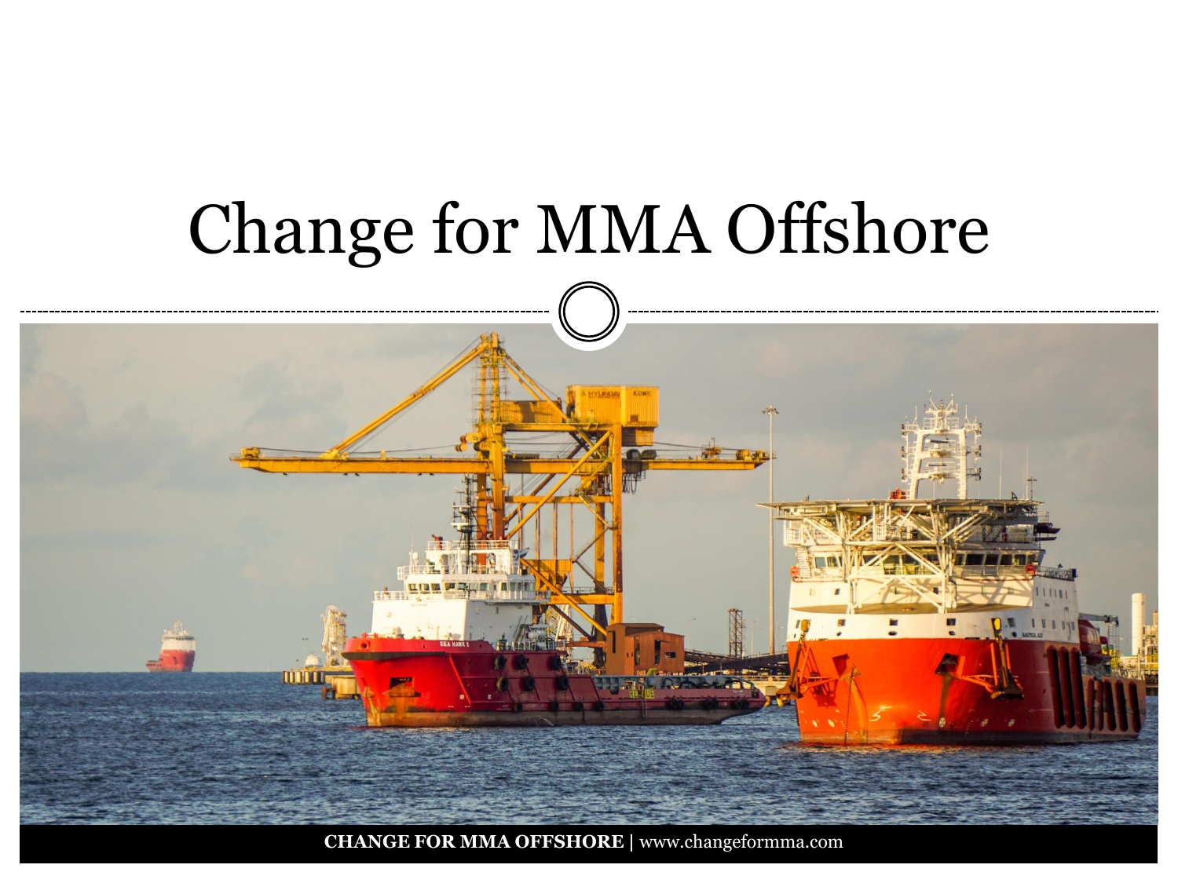# Change for MMA Offshore

**CHANGE FOR MMA OFFSHORE |** www.changeformma.com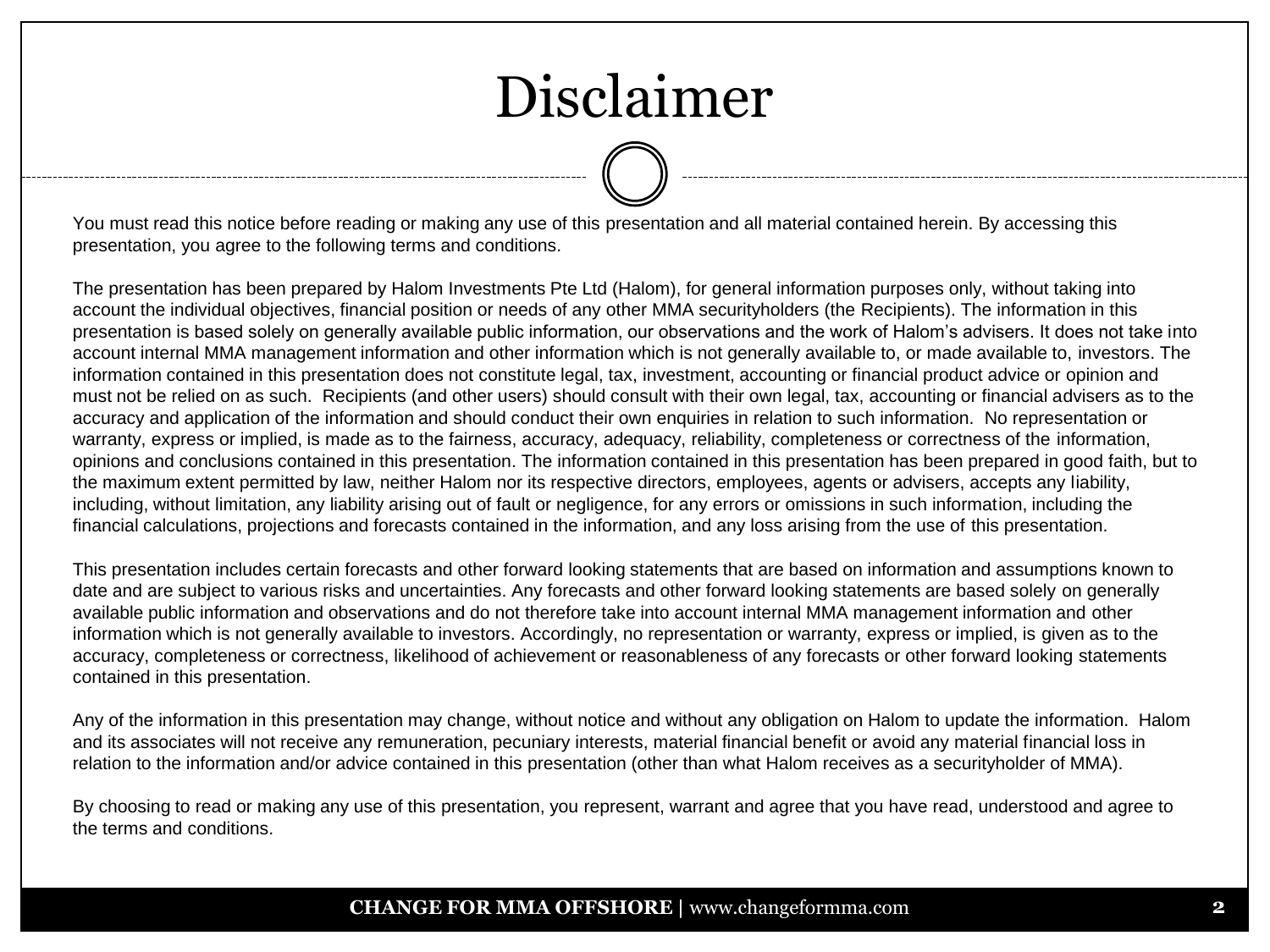# Disclaimer

You must read this notice before reading or making any use of this presentation and all material contained herein. By accessing this presentation, you agree to the following terms and conditions.

The presentation has been prepared by Halom Investments Pte Ltd (Halom), for general information purposes only, without taking into account the individual objectives, financial position or needs of any other MMA securityholders (the Recipients). The information in this presentation is based solely on generally available public information, our observations and the work of Halom's advisers. It does not take into account internal MMA management information and other information which is not generally available to, or made available to, investors. The information contained in this presentation does not constitute legal, tax, investment, accounting or financial product advice or opinion and must not be relied on as such. Recipients (and other users) should consult with their own legal, tax, accounting or financial advisers as to the accuracy and application of the information and should conduct their own enquiries in relation to such information. No representation or warranty, express or implied, is made as to the fairness, accuracy, adequacy, reliability, completeness or correctness of the information, opinions and conclusions contained in this presentation. The information contained in this presentation has been prepared in good faith, but to the maximum extent permitted by law, neither Halom nor its respective directors, employees, agents or advisers, accepts any liability, including, without limitation, any liability arising out of fault or negligence, for any errors or omissions in such information, including the financial calculations, projections and forecasts contained in the information, and any loss arising from the use of this presentation.

This presentation includes certain forecasts and other forward looking statements that are based on information and assumptions known to date and are subject to various risks and uncertainties. Any forecasts and other forward looking statements are based solely on generally available public information and observations and do not therefore take into account internal MMA management information and other information which is not generally available to investors. Accordingly, no representation or warranty, express or implied, is given as to the accuracy, completeness or correctness, likelihood of achievement or reasonableness of any forecasts or other forward looking statements contained in this presentation.

Any of the information in this presentation may change, without notice and without any obligation on Halom to update the information. Halom and its associates will not receive any remuneration, pecuniary interests, material financial benefit or avoid any material financial loss in relation to the information and/or advice contained in this presentation (other than what Halom receives as a securityholder of MMA).

By choosing to read or making any use of this presentation, you represent, warrant and agree that you have read, understood and agree to the terms and conditions.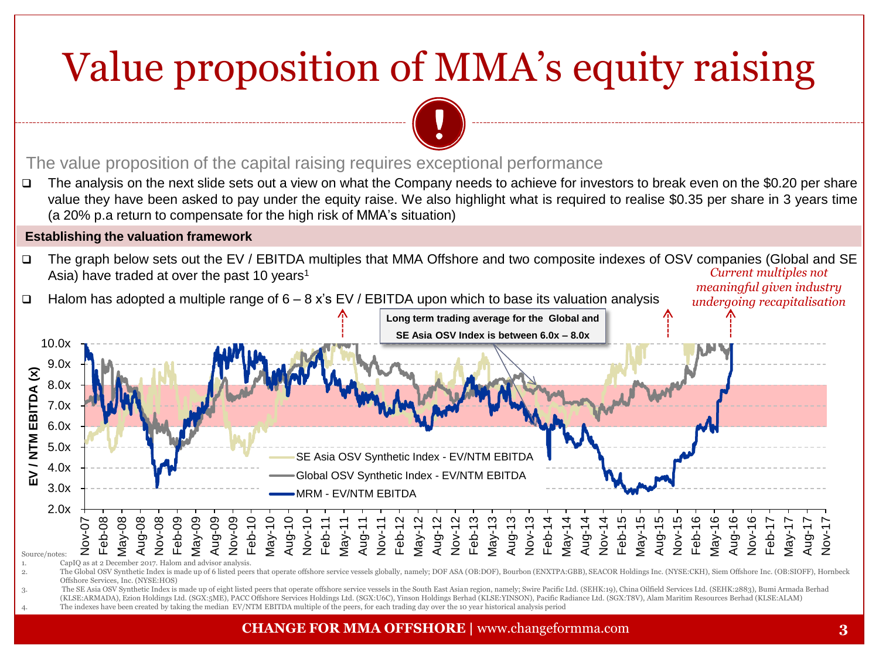# Value proposition of MMA's equity raising

The value proposition of the capital raising requires exceptional performance

- The analysis on the next slide sets out a view on what the Company needs to achieve for investors to break even on the $0.20 per share value they have been asked to pay under the equity raise. We also highlight what is required to realise $0.35 per share in 3 years time (a 20% p.a return to compensate for the high risk of MMA's situation)

**Establishing the valuation framework**

- The graph below sets out the EV / EBITDA multiples that MMA Offshore and two composite indexes of OSV companies (Global and SE Asia) have traded at over the past 10 years[1]
- Halom has adopted a multiple range of 6 – 8 x's EV / EBITDA upon which to base its valuation analysis

*Current multiples not meaningful given industry undergoing recapitalisation*

**Long term trading average for the Global and SE Asia OSV Index is between 6.0x – 8.0x**

EV / NTM EBITDA (x)

- SE Asia OSV Synthetic Index - EV/NTM EBITDA
- Global OSV Synthetic Index - EV/NTM EBITDA
- MRM - EV/NTM EBITDA

Source/notes:

1. CapIQ as at 2 December 2017. Halom and advisor analysis.
2. The Global OSV Synthetic Index is made up of 6 listed peers that operate offshore service vessels globally, namely; DOF ASA (OB:DOF), Bourbon (ENXTPA:GBB), SEACOR Holdings Inc. (NYSE:CKH), Siem Offshore Inc. (OB:SIOFF), Hornbeck Offshore Services, Inc. (NYSE:HOS)
3. The SE Asia OSV Synthetic Index is made up of eight listed peers that operate offshore service vessels in the South East Asian region, namely; Swire Pacific Ltd. (SEHK:19), China Oilfield Services Ltd. (SEHK:2883), Bumi Armada Berhad (KLSE:ARMADA), Ezion Holdings Ltd. (SGX:5ME), PACC Offshore Services Holdings Ltd. (SGX:U6C), Yinson Holdings Berhad (KLSE:YINSON), Pacific Radiance Ltd. (SGX:T8V), Alam Maritim Resources Berhad (KLSE:ALAM)
4. The indexes have been created by taking the median EV/NTM EBITDA multiple of the peers, for each trading day over the 10 year historical analysis period

**CHANGE FOR MMA OFFSHORE** | www.changeformma.com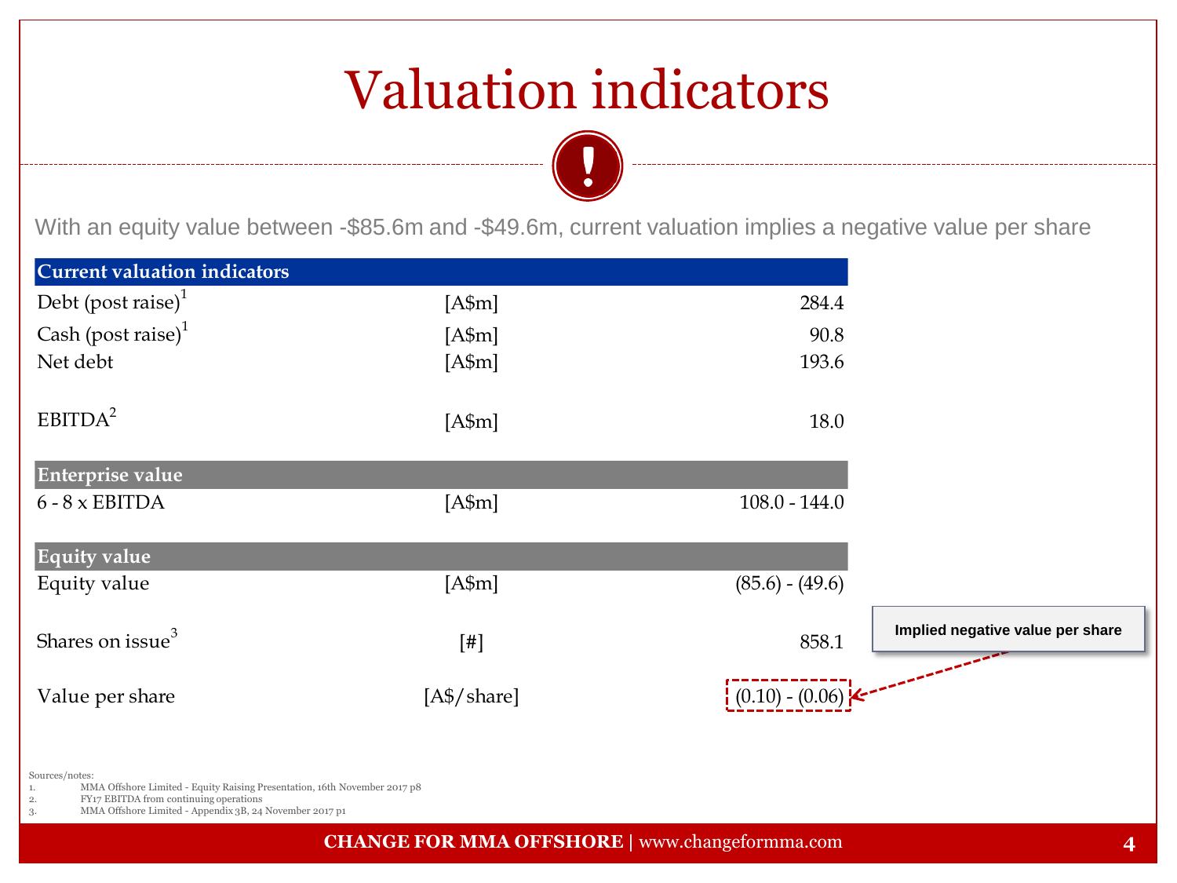# Valuation indicators

With an equity value between -$85.6m and -$49.6m, current valuation implies a negative value per share

| Current valuation indicators | | |
|---|---|---|
| Debt (post raise)[1] | [A$m] | 284.4 |
| Cash (post raise)[1] | [A$m] | 90.8 |
| Net debt | [A$m] | 193.6 |
| EBITDA[2] | [A$m] | 18.0 |
| **Enterprise value** | | |
| 6 - 8 x EBITDA | [A$m] | 108.0 - 144.0 |
| **Equity value** | | |
| Equity value | [A$m] | (85.6) - (49.6) |
| Shares on issue[3] | [#] | 858.1 |
| Value per share | [A$/share] | (0.10) - (0.06) |

**Implied negative value per share**

Sources/notes:

1. MMA Offshore Limited - Equity Raising Presentation, 16th November 2017 p8
2. FY17 EBITDA from continuing operations
3. MMA Offshore Limited - Appendix 3B, 24 November 2017 p1

**CHANGE FOR MMA OFFSHORE** | www.changeformma.com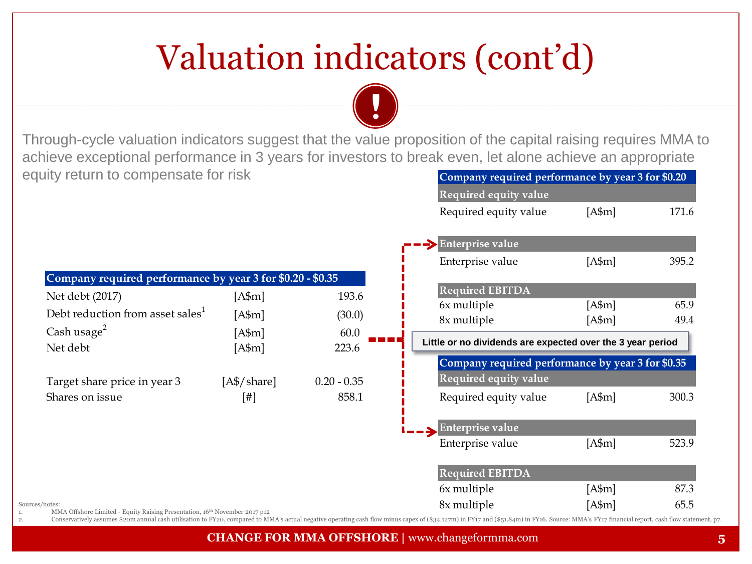# Valuation indicators (cont'd)

Through-cycle valuation indicators suggest that the value proposition of the capital raising requires MMA to achieve exceptional performance in 3 years for investors to break even, let alone achieve an appropriate equity return to compensate for risk

| Company required performance by year 3 for $0.20 - $0.35 | | |
|---|---|---|
| Net debt (2017) | [A$m] | 193.6 |
| Debt reduction from asset sales[1] | [A$m] | (30.0) |
| Cash usage[2] | [A$m] | 60.0 |
| Net debt | [A$m] | 223.6 |
| | | |
| Target share price in year 3 | [A$/share] | 0.20 - 0.35 |
| Shares on issue | [#] | 858.1 |

| Company required performance by year 3 for $0.20 | | |
|---|---|---|
| **Required equity value** | | |
| Required equity value | [A$m] | 171.6 |
| **Enterprise value** | | |
| Enterprise value | [A$m] | 395.2 |
| **Required EBITDA** | | |
| 6x multiple | [A$m] | 65.9 |
| 8x multiple | [A$m] | 49.4 |

**Little or no dividends are expected over the 3 year period**

| Company required performance by year 3 for $0.35 | | |
|---|---|---|
| **Required equity value** | | |
| Required equity value | [A$m] | 300.3 |
| **Enterprise value** | | |
| Enterprise value | [A$m] | 523.9 |
| **Required EBITDA** | | |
| 6x multiple | [A$m] | 87.3 |
| 8x multiple | [A$m] | 65.5 |

Sources/notes:

1. MMA Offshore Limited - Equity Raising Presentation, 16th November 2017 p12
2. Conservatively assumes $20m annual cash utilisation to FY20, compared to MMA's actual negative operating cash flow minus capex of ($34.127m) in FY17 and ($51.84m) in FY16. Source: MMA's FY17 financial report, cash flow statement, p7.

**CHANGE FOR MMA OFFSHORE** | www.changeformma.com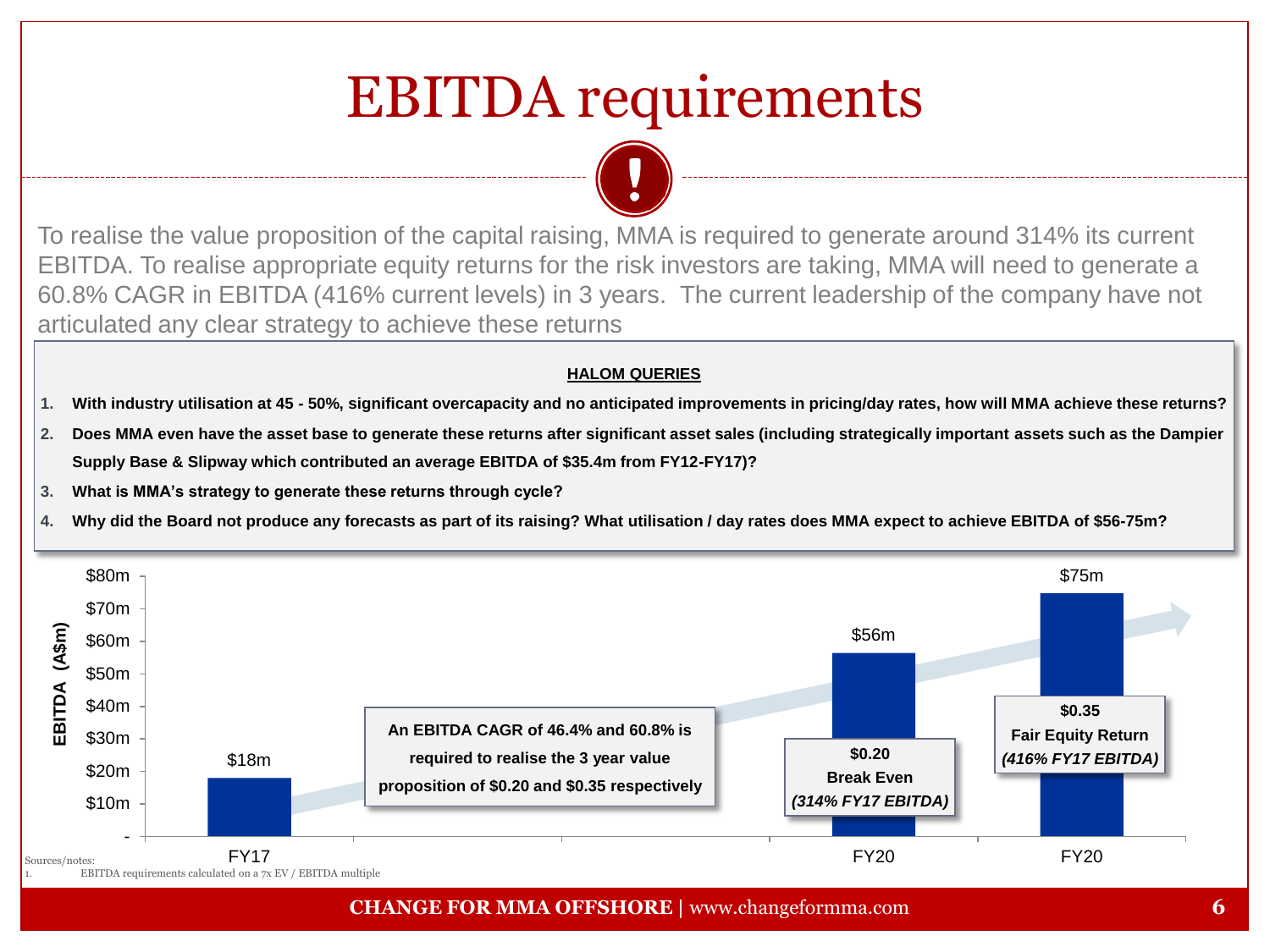# EBITDA requirements

To realise the value proposition of the capital raising, MMA is required to generate around 314% its current EBITDA. To realise appropriate equity returns for the risk investors are taking, MMA will need to generate a 60.8% CAGR in EBITDA (416% current levels) in 3 years. The current leadership of the company have not articulated any clear strategy to achieve these returns

**HALOM QUERIES**

1. **With industry utilisation at 45 - 50%, significant overcapacity and no anticipated improvements in pricing/day rates, how will MMA achieve these returns?**
2. **Does MMA even have the asset base to generate these returns after significant asset sales (including strategically important assets such as the Dampier Supply Base & Slipway which contributed an average EBITDA of $35.4m from FY12-FY17)?**
3. **What is MMA's strategy to generate these returns through cycle?**
4. **Why did the Board not produce any forecasts as part of its raising? What utilisation / day rates does MMA expect to achieve EBITDA of $56-75m?**

EBITDA (A$m)

$80m
$70m
$60m
$50m
$40m
$30m
$20m
$10m
-

FY17
FY20
FY20

$18m
$56m
$75m

**An EBITDA CAGR of 46.4% and 60.8% is required to realise the 3 year value proposition of $0.20 and $0.35 respectively**

**$0.20**
**Break Even**
***(314% FY17 EBITDA)***

**$0.35**
**Fair Equity Return**
***(416% FY17 EBITDA)***

Sources/notes:
1. EBITDA requirements calculated on a 7x EV / EBITDA multiple

**CHANGE FOR MMA OFFSHORE** | www.changeformma.com